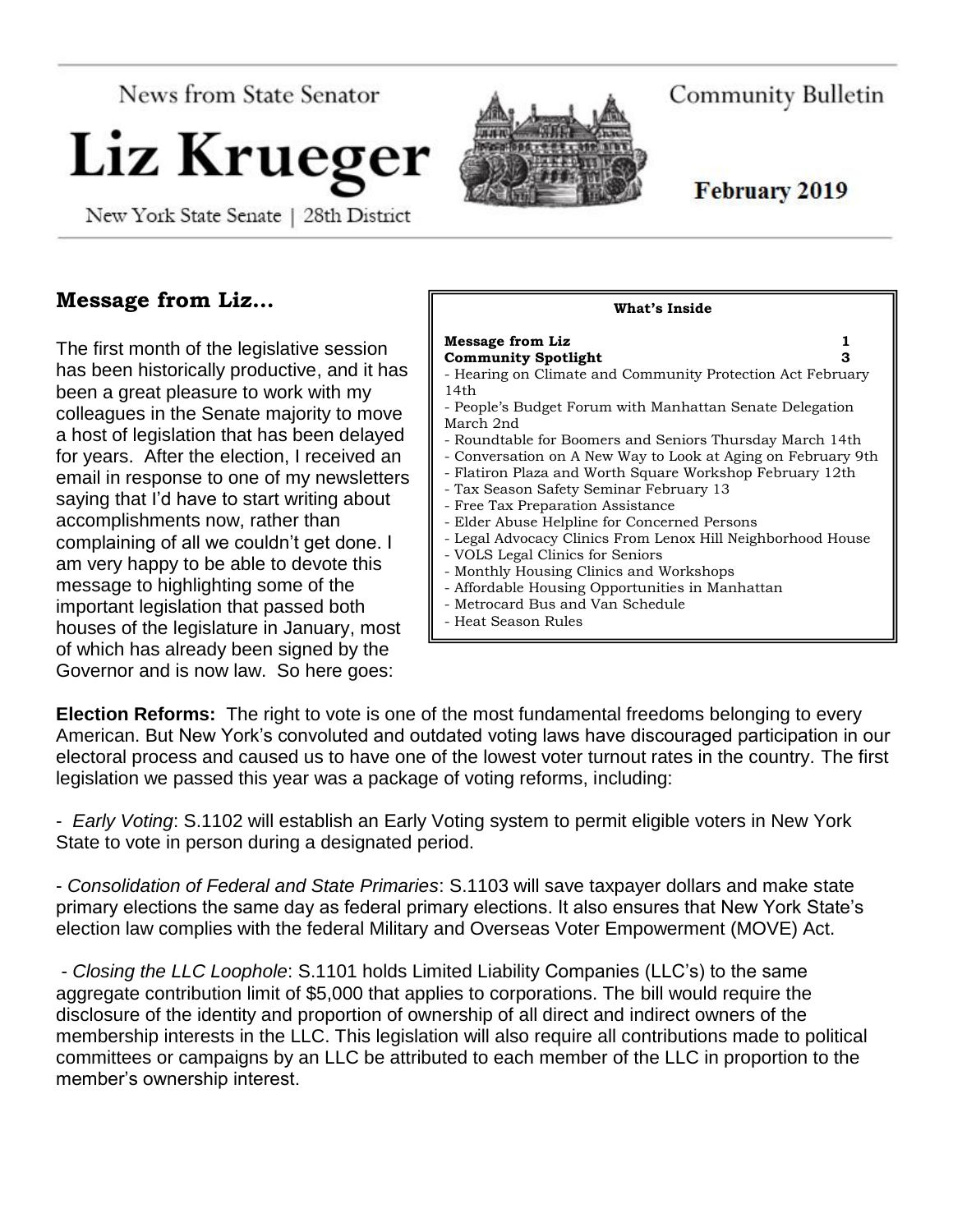News from State Senator

# Liz Krueger

New York State Senate | 28th District

Community Bulletin

**February 2019**

## Message from Liz…

The first month of the legislative session has been historically productive, and it has been a great pleasure to work with my colleagues in the Senate majority to move a host of legislation that has been delayed for years. After the election, I received an email in response to one of my newsletters saying that I'd have to start writing about accomplishments now, rather than complaining of all we couldn't get done. I am very happy to be able to devote this message to highlighting some of the important legislation that passed both houses of the legislature in January, most of which has already been signed by the Governor and is now law. So here goes:

**What's Inside**

**Message from Liz** **1**
**Community Spotlight** **3**
- Hearing on Climate and Community Protection Act February 14th
- People's Budget Forum with Manhattan Senate Delegation March 2nd
- Roundtable for Boomers and Seniors Thursday March 14th
- Conversation on A New Way to Look at Aging on February 9th
- Flatiron Plaza and Worth Square Workshop February 12th
- Tax Season Safety Seminar February 13
- Free Tax Preparation Assistance
- Elder Abuse Helpline for Concerned Persons
- Legal Advocacy Clinics From Lenox Hill Neighborhood House
- VOLS Legal Clinics for Seniors
- Monthly Housing Clinics and Workshops
- Affordable Housing Opportunities in Manhattan
- Metrocard Bus and Van Schedule
- Heat Season Rules

**Election Reforms:** The right to vote is one of the most fundamental freedoms belonging to every American. But New York's convoluted and outdated voting laws have discouraged participation in our electoral process and caused us to have one of the lowest voter turnout rates in the country. The first legislation we passed this year was a package of voting reforms, including:

- *Early Voting*: S.1102 will establish an Early Voting system to permit eligible voters in New York State to vote in person during a designated period.

- *Consolidation of Federal and State Primaries*: S.1103 will save taxpayer dollars and make state primary elections the same day as federal primary elections. It also ensures that New York State's election law complies with the federal Military and Overseas Voter Empowerment (MOVE) Act.

- *Closing the LLC Loophole*: S.1101 holds Limited Liability Companies (LLC's) to the same aggregate contribution limit of $5,000 that applies to corporations. The bill would require the disclosure of the identity and proportion of ownership of all direct and indirect owners of the membership interests in the LLC. This legislation will also require all contributions made to political committees or campaigns by an LLC be attributed to each member of the LLC in proportion to the member's ownership interest.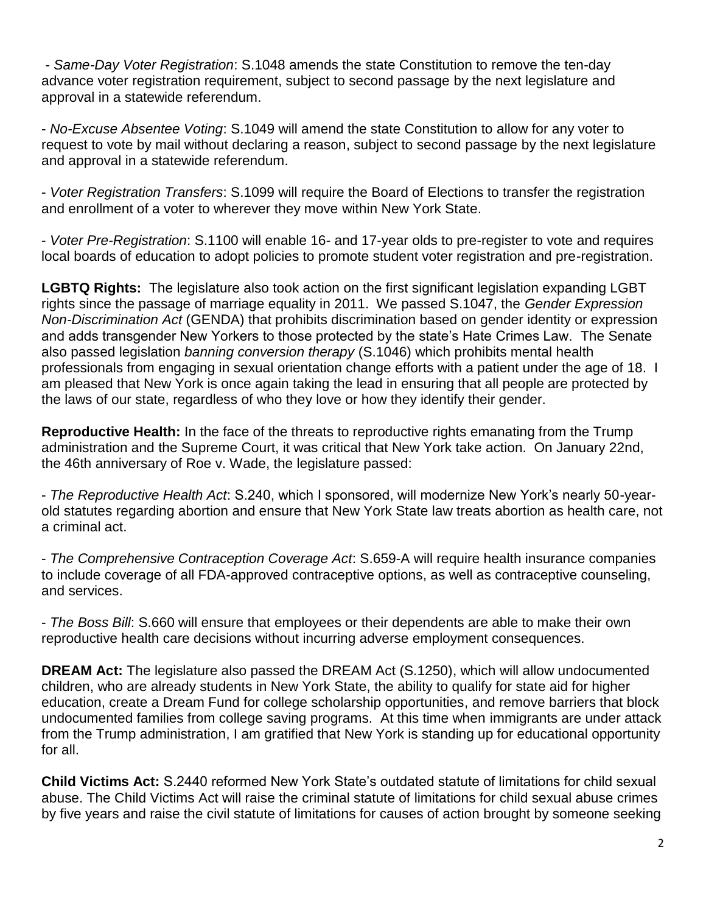- *Same-Day Voter Registration*: S.1048 amends the state Constitution to remove the ten-day advance voter registration requirement, subject to second passage by the next legislature and approval in a statewide referendum.

- *No-Excuse Absentee Voting*: S.1049 will amend the state Constitution to allow for any voter to request to vote by mail without declaring a reason, subject to second passage by the next legislature and approval in a statewide referendum.

- *Voter Registration Transfers*: S.1099 will require the Board of Elections to transfer the registration and enrollment of a voter to wherever they move within New York State.

- *Voter Pre-Registration*: S.1100 will enable 16- and 17-year olds to pre-register to vote and requires local boards of education to adopt policies to promote student voter registration and pre-registration.

**LGBTQ Rights:** The legislature also took action on the first significant legislation expanding LGBT rights since the passage of marriage equality in 2011. We passed S.1047, the *Gender Expression Non-Discrimination Act* (GENDA) that prohibits discrimination based on gender identity or expression and adds transgender New Yorkers to those protected by the state's Hate Crimes Law. The Senate also passed legislation *banning conversion therapy* (S.1046) which prohibits mental health professionals from engaging in sexual orientation change efforts with a patient under the age of 18. I am pleased that New York is once again taking the lead in ensuring that all people are protected by the laws of our state, regardless of who they love or how they identify their gender.

**Reproductive Health:** In the face of the threats to reproductive rights emanating from the Trump administration and the Supreme Court, it was critical that New York take action. On January 22nd, the 46th anniversary of Roe v. Wade, the legislature passed:

- *The Reproductive Health Act*: S.240, which I sponsored, will modernize New York's nearly 50-year-old statutes regarding abortion and ensure that New York State law treats abortion as health care, not a criminal act.

- *The Comprehensive Contraception Coverage Act*: S.659-A will require health insurance companies to include coverage of all FDA-approved contraceptive options, as well as contraceptive counseling, and services.

- *The Boss Bill*: S.660 will ensure that employees or their dependents are able to make their own reproductive health care decisions without incurring adverse employment consequences.

**DREAM Act:** The legislature also passed the DREAM Act (S.1250), which will allow undocumented children, who are already students in New York State, the ability to qualify for state aid for higher education, create a Dream Fund for college scholarship opportunities, and remove barriers that block undocumented families from college saving programs. At this time when immigrants are under attack from the Trump administration, I am gratified that New York is standing up for educational opportunity for all.

**Child Victims Act:** S.2440 reformed New York State's outdated statute of limitations for child sexual abuse. The Child Victims Act will raise the criminal statute of limitations for child sexual abuse crimes by five years and raise the civil statute of limitations for causes of action brought by someone seeking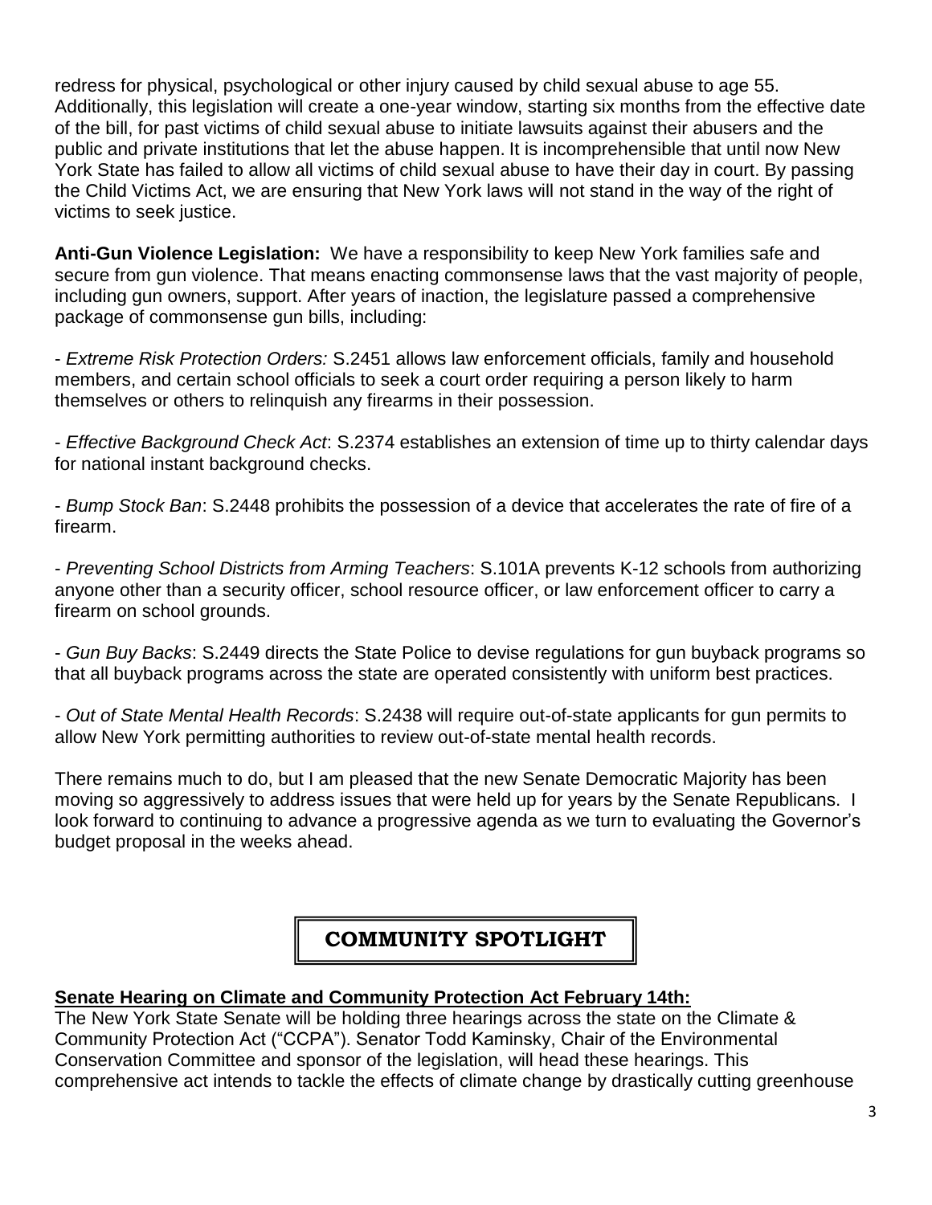redress for physical, psychological or other injury caused by child sexual abuse to age 55. Additionally, this legislation will create a one-year window, starting six months from the effective date of the bill, for past victims of child sexual abuse to initiate lawsuits against their abusers and the public and private institutions that let the abuse happen. It is incomprehensible that until now New York State has failed to allow all victims of child sexual abuse to have their day in court. By passing the Child Victims Act, we are ensuring that New York laws will not stand in the way of the right of victims to seek justice.

**Anti-Gun Violence Legislation:** We have a responsibility to keep New York families safe and secure from gun violence. That means enacting commonsense laws that the vast majority of people, including gun owners, support. After years of inaction, the legislature passed a comprehensive package of commonsense gun bills, including:

- *Extreme Risk Protection Orders:* S.2451 allows law enforcement officials, family and household members, and certain school officials to seek a court order requiring a person likely to harm themselves or others to relinquish any firearms in their possession.

- *Effective Background Check Act*: S.2374 establishes an extension of time up to thirty calendar days for national instant background checks.

- *Bump Stock Ban*: S.2448 prohibits the possession of a device that accelerates the rate of fire of a firearm.

- *Preventing School Districts from Arming Teachers*: S.101A prevents K-12 schools from authorizing anyone other than a security officer, school resource officer, or law enforcement officer to carry a firearm on school grounds.

- *Gun Buy Backs*: S.2449 directs the State Police to devise regulations for gun buyback programs so that all buyback programs across the state are operated consistently with uniform best practices.

- *Out of State Mental Health Records*: S.2438 will require out-of-state applicants for gun permits to allow New York permitting authorities to review out-of-state mental health records.

There remains much to do, but I am pleased that the new Senate Democratic Majority has been moving so aggressively to address issues that were held up for years by the Senate Republicans. I look forward to continuing to advance a progressive agenda as we turn to evaluating the Governor's budget proposal in the weeks ahead.

## COMMUNITY SPOTLIGHT

**Senate Hearing on Climate and Community Protection Act February 14th:**

The New York State Senate will be holding three hearings across the state on the Climate & Community Protection Act ("CCPA"). Senator Todd Kaminsky, Chair of the Environmental Conservation Committee and sponsor of the legislation, will head these hearings. This comprehensive act intends to tackle the effects of climate change by drastically cutting greenhouse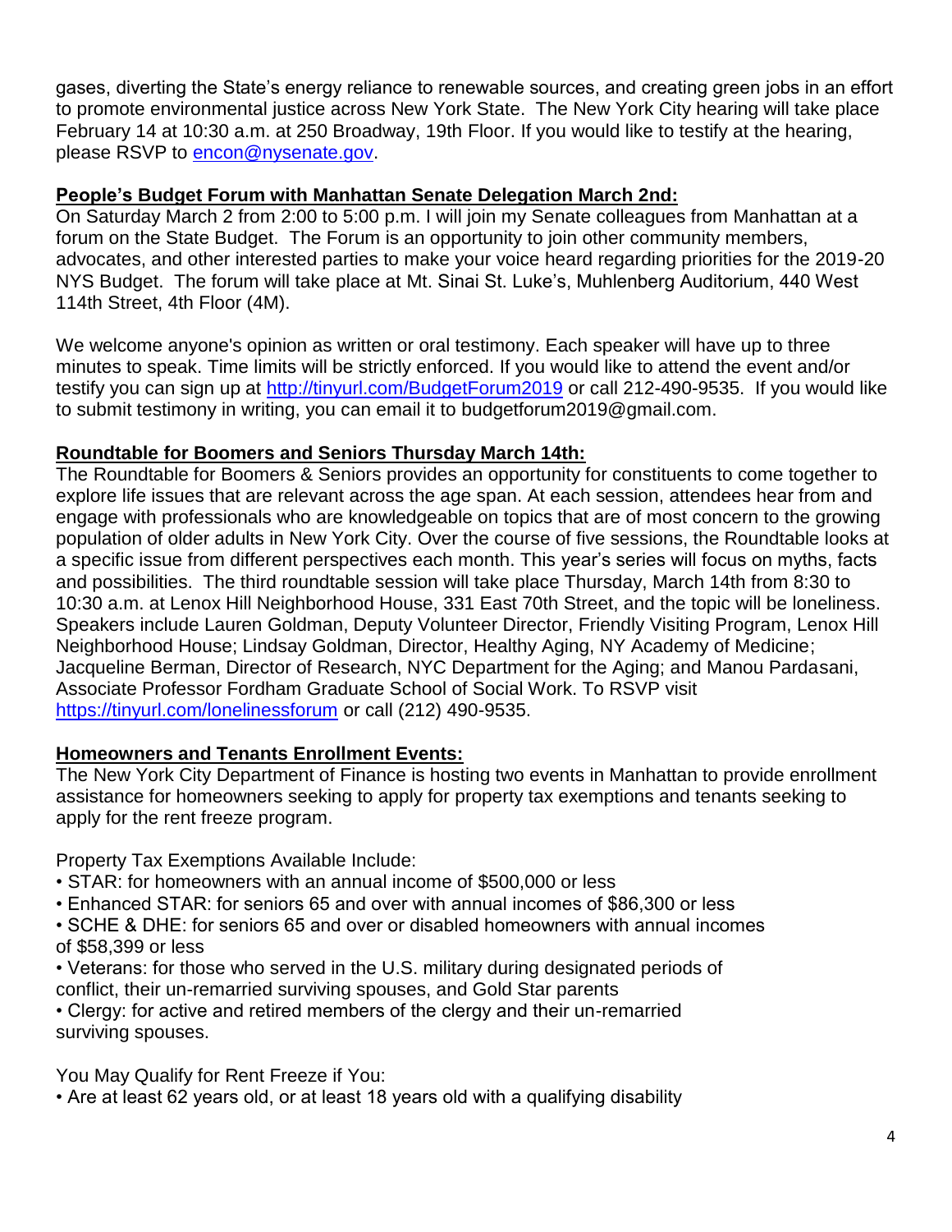gases, diverting the State's energy reliance to renewable sources, and creating green jobs in an effort to promote environmental justice across New York State. The New York City hearing will take place February 14 at 10:30 a.m. at 250 Broadway, 19th Floor. If you would like to testify at the hearing, please RSVP to [encon@nysenate.gov](mailto:encon@nysenate.gov).

**People's Budget Forum with Manhattan Senate Delegation March 2nd:**

On Saturday March 2 from 2:00 to 5:00 p.m. I will join my Senate colleagues from Manhattan at a forum on the State Budget. The Forum is an opportunity to join other community members, advocates, and other interested parties to make your voice heard regarding priorities for the 2019-20 NYS Budget. The forum will take place at Mt. Sinai St. Luke's, Muhlenberg Auditorium, 440 West 114th Street, 4th Floor (4M).

We welcome anyone's opinion as written or oral testimony. Each speaker will have up to three minutes to speak. Time limits will be strictly enforced. If you would like to attend the event and/or testify you can sign up at [http://tinyurl.com/BudgetForum2019](http://tinyurl.com/BudgetForum2019) or call 212-490-9535. If you would like to submit testimony in writing, you can email it to budgetforum2019@gmail.com.

**Roundtable for Boomers and Seniors Thursday March 14th:**

The Roundtable for Boomers & Seniors provides an opportunity for constituents to come together to explore life issues that are relevant across the age span. At each session, attendees hear from and engage with professionals who are knowledgeable on topics that are of most concern to the growing population of older adults in New York City. Over the course of five sessions, the Roundtable looks at a specific issue from different perspectives each month. This year's series will focus on myths, facts and possibilities. The third roundtable session will take place Thursday, March 14th from 8:30 to 10:30 a.m. at Lenox Hill Neighborhood House, 331 East 70th Street, and the topic will be loneliness. Speakers include Lauren Goldman, Deputy Volunteer Director, Friendly Visiting Program, Lenox Hill Neighborhood House; Lindsay Goldman, Director, Healthy Aging, NY Academy of Medicine; Jacqueline Berman, Director of Research, NYC Department for the Aging; and Manou Pardasani, Associate Professor Fordham Graduate School of Social Work. To RSVP visit [https://tinyurl.com/lonelinessforum](https://tinyurl.com/lonelinessforum) or call (212) 490-9535.

**Homeowners and Tenants Enrollment Events:**

The New York City Department of Finance is hosting two events in Manhattan to provide enrollment assistance for homeowners seeking to apply for property tax exemptions and tenants seeking to apply for the rent freeze program.

Property Tax Exemptions Available Include:

- STAR: for homeowners with an annual income of $500,000 or less
- Enhanced STAR: for seniors 65 and over with annual incomes of $86,300 or less
- SCHE & DHE: for seniors 65 and over or disabled homeowners with annual incomes of $58,399 or less
- Veterans: for those who served in the U.S. military during designated periods of conflict, their un-remarried surviving spouses, and Gold Star parents
- Clergy: for active and retired members of the clergy and their un-remarried surviving spouses.

You May Qualify for Rent Freeze if You:

- Are at least 62 years old, or at least 18 years old with a qualifying disability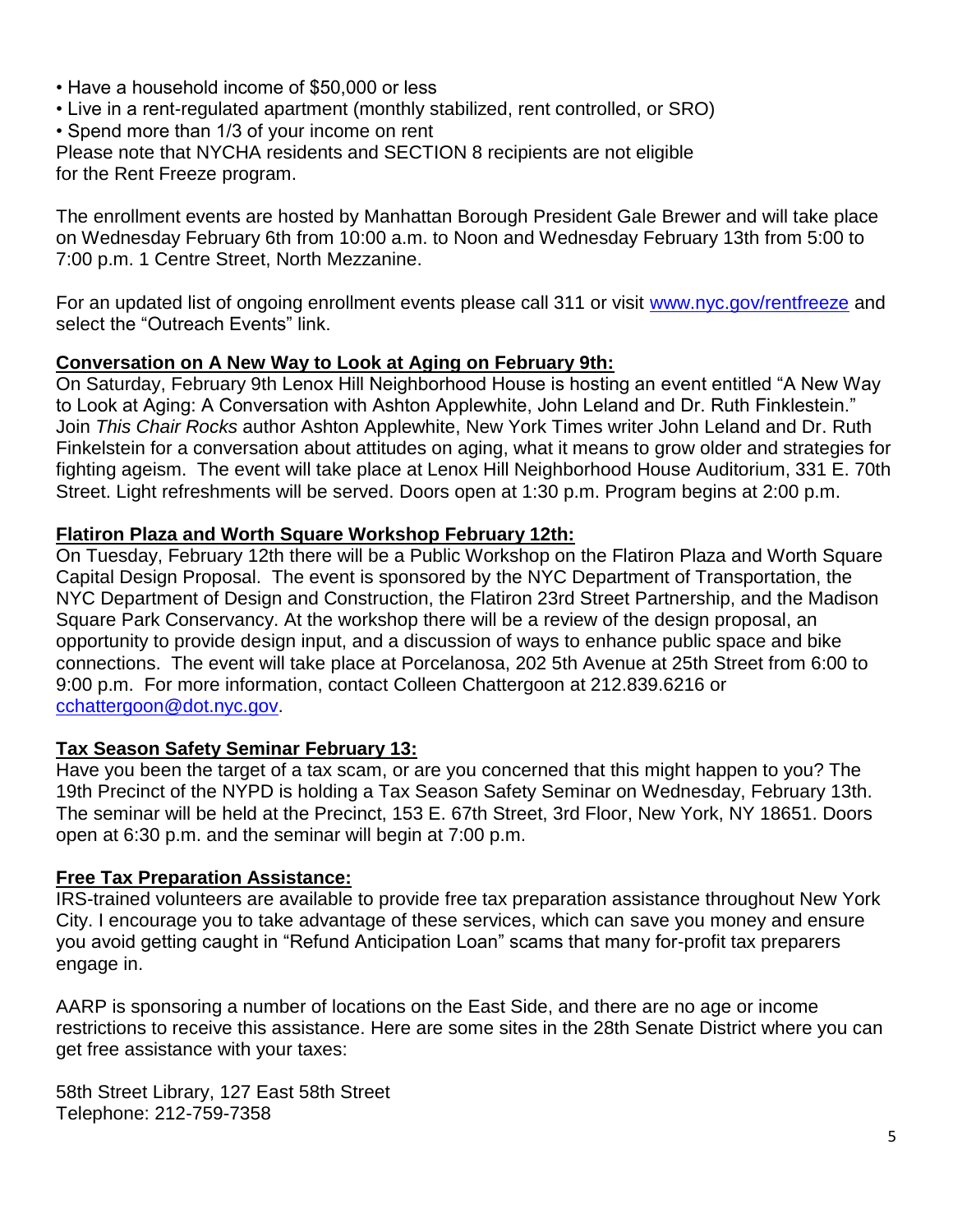- Have a household income of $50,000 or less
- Live in a rent-regulated apartment (monthly stabilized, rent controlled, or SRO)
- Spend more than 1/3 of your income on rent

Please note that NYCHA residents and SECTION 8 recipients are not eligible for the Rent Freeze program.

The enrollment events are hosted by Manhattan Borough President Gale Brewer and will take place on Wednesday February 6th from 10:00 a.m. to Noon and Wednesday February 13th from 5:00 to 7:00 p.m. 1 Centre Street, North Mezzanine.

For an updated list of ongoing enrollment events please call 311 or visit [www.nyc.gov/rentfreeze](http://www.nyc.gov/rentfreeze) and select the "Outreach Events" link.

**Conversation on A New Way to Look at Aging on February 9th:**

On Saturday, February 9th Lenox Hill Neighborhood House is hosting an event entitled "A New Way to Look at Aging: A Conversation with Ashton Applewhite, John Leland and Dr. Ruth Finklestein." Join *This Chair Rocks* author Ashton Applewhite, New York Times writer John Leland and Dr. Ruth Finkelstein for a conversation about attitudes on aging, what it means to grow older and strategies for fighting ageism. The event will take place at Lenox Hill Neighborhood House Auditorium, 331 E. 70th Street. Light refreshments will be served. Doors open at 1:30 p.m. Program begins at 2:00 p.m.

**Flatiron Plaza and Worth Square Workshop February 12th:**

On Tuesday, February 12th there will be a Public Workshop on the Flatiron Plaza and Worth Square Capital Design Proposal. The event is sponsored by the NYC Department of Transportation, the NYC Department of Design and Construction, the Flatiron 23rd Street Partnership, and the Madison Square Park Conservancy. At the workshop there will be a review of the design proposal, an opportunity to provide design input, and a discussion of ways to enhance public space and bike connections. The event will take place at Porcelanosa, 202 5th Avenue at 25th Street from 6:00 to 9:00 p.m. For more information, contact Colleen Chattergoon at 212.839.6216 or [cchattergoon@dot.nyc.gov](mailto:cchattergoon@dot.nyc.gov).

**Tax Season Safety Seminar February 13:**

Have you been the target of a tax scam, or are you concerned that this might happen to you? The 19th Precinct of the NYPD is holding a Tax Season Safety Seminar on Wednesday, February 13th. The seminar will be held at the Precinct, 153 E. 67th Street, 3rd Floor, New York, NY 18651. Doors open at 6:30 p.m. and the seminar will begin at 7:00 p.m.

**Free Tax Preparation Assistance:**

IRS-trained volunteers are available to provide free tax preparation assistance throughout New York City. I encourage you to take advantage of these services, which can save you money and ensure you avoid getting caught in "Refund Anticipation Loan" scams that many for-profit tax preparers engage in.

AARP is sponsoring a number of locations on the East Side, and there are no age or income restrictions to receive this assistance. Here are some sites in the 28th Senate District where you can get free assistance with your taxes:

58th Street Library, 127 East 58th Street
Telephone: 212-759-7358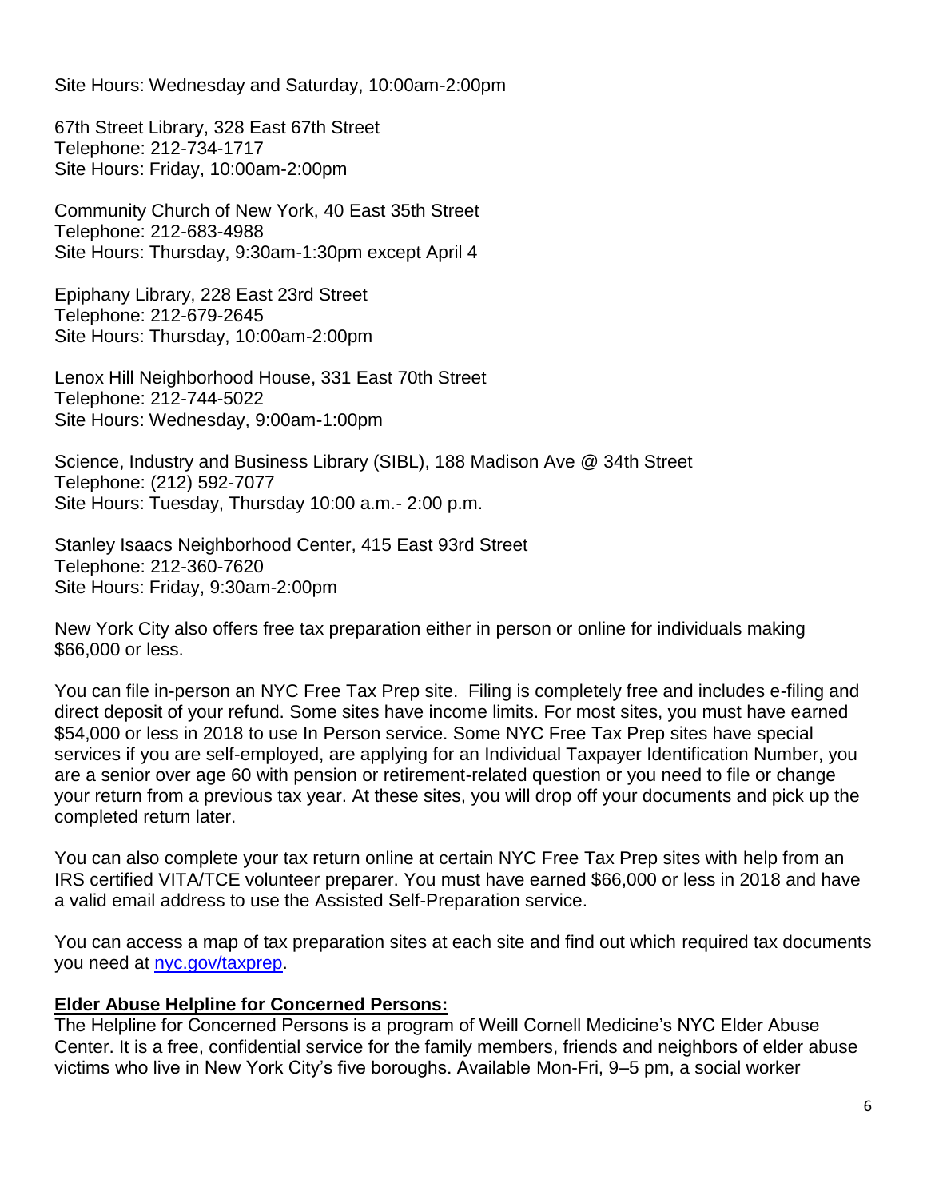Site Hours: Wednesday and Saturday, 10:00am-2:00pm

67th Street Library, 328 East 67th Street
Telephone: 212-734-1717
Site Hours: Friday, 10:00am-2:00pm

Community Church of New York, 40 East 35th Street
Telephone: 212-683-4988
Site Hours: Thursday, 9:30am-1:30pm except April 4

Epiphany Library, 228 East 23rd Street
Telephone: 212-679-2645
Site Hours: Thursday, 10:00am-2:00pm

Lenox Hill Neighborhood House, 331 East 70th Street
Telephone: 212-744-5022
Site Hours: Wednesday, 9:00am-1:00pm

Science, Industry and Business Library (SIBL), 188 Madison Ave @ 34th Street
Telephone: (212) 592-7077
Site Hours: Tuesday, Thursday 10:00 a.m.- 2:00 p.m.

Stanley Isaacs Neighborhood Center, 415 East 93rd Street
Telephone: 212-360-7620
Site Hours: Friday, 9:30am-2:00pm

New York City also offers free tax preparation either in person or online for individuals making $66,000 or less.

You can file in-person an NYC Free Tax Prep site. Filing is completely free and includes e-filing and direct deposit of your refund. Some sites have income limits. For most sites, you must have earned $54,000 or less in 2018 to use In Person service. Some NYC Free Tax Prep sites have special services if you are self-employed, are applying for an Individual Taxpayer Identification Number, you are a senior over age 60 with pension or retirement-related question or you need to file or change your return from a previous tax year. At these sites, you will drop off your documents and pick up the completed return later.

You can also complete your tax return online at certain NYC Free Tax Prep sites with help from an IRS certified VITA/TCE volunteer preparer. You must have earned $66,000 or less in 2018 and have a valid email address to use the Assisted Self-Preparation service.

You can access a map of tax preparation sites at each site and find out which required tax documents you need at [nyc.gov/taxprep](nyc.gov/taxprep).

**Elder Abuse Helpline for Concerned Persons:**
The Helpline for Concerned Persons is a program of Weill Cornell Medicine's NYC Elder Abuse Center. It is a free, confidential service for the family members, friends and neighbors of elder abuse victims who live in New York City's five boroughs. Available Mon-Fri, 9–5 pm, a social worker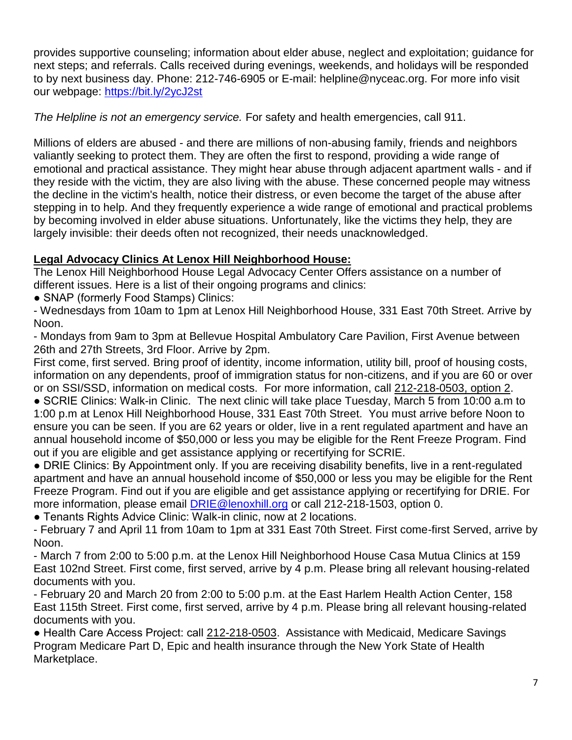provides supportive counseling; information about elder abuse, neglect and exploitation; guidance for next steps; and referrals. Calls received during evenings, weekends, and holidays will be responded to by next business day. Phone: 212-746-6905 or E-mail: helpline@nyceac.org. For more info visit our webpage: [https://bit.ly/2ycJ2st](https://bit.ly/2ycJ2st)

*The Helpline is not an emergency service.* For safety and health emergencies, call 911.

Millions of elders are abused - and there are millions of non-abusing family, friends and neighbors valiantly seeking to protect them. They are often the first to respond, providing a wide range of emotional and practical assistance. They might hear abuse through adjacent apartment walls - and if they reside with the victim, they are also living with the abuse. These concerned people may witness the decline in the victim's health, notice their distress, or even become the target of the abuse after stepping in to help. And they frequently experience a wide range of emotional and practical problems by becoming involved in elder abuse situations. Unfortunately, like the victims they help, they are largely invisible: their deeds often not recognized, their needs unacknowledged.

**Legal Advocacy Clinics At Lenox Hill Neighborhood House:**

The Lenox Hill Neighborhood House Legal Advocacy Center Offers assistance on a number of different issues. Here is a list of their ongoing programs and clinics:

● SNAP (formerly Food Stamps) Clinics:

- Wednesdays from 10am to 1pm at Lenox Hill Neighborhood House, 331 East 70th Street. Arrive by Noon.
- Mondays from 9am to 3pm at Bellevue Hospital Ambulatory Care Pavilion, First Avenue between 26th and 27th Streets, 3rd Floor. Arrive by 2pm.

First come, first served. Bring proof of identity, income information, utility bill, proof of housing costs, information on any dependents, proof of immigration status for non-citizens, and if you are 60 or over or on SSI/SSD, information on medical costs. For more information, call 212-218-0503, option 2.

● SCRIE Clinics: Walk-in Clinic. The next clinic will take place Tuesday, March 5 from 10:00 a.m to 1:00 p.m at Lenox Hill Neighborhood House, 331 East 70th Street. You must arrive before Noon to ensure you can be seen. If you are 62 years or older, live in a rent regulated apartment and have an annual household income of $50,000 or less you may be eligible for the Rent Freeze Program. Find out if you are eligible and get assistance applying or recertifying for SCRIE.

● DRIE Clinics: By Appointment only. If you are receiving disability benefits, live in a rent-regulated apartment and have an annual household income of $50,000 or less you may be eligible for the Rent Freeze Program. Find out if you are eligible and get assistance applying or recertifying for DRIE. For more information, please email [DRIE@lenoxhill.org](mailto:DRIE@lenoxhill.org) or call 212-218-1503, option 0.

● Tenants Rights Advice Clinic: Walk-in clinic, now at 2 locations.

- February 7 and April 11 from 10am to 1pm at 331 East 70th Street. First come-first Served, arrive by Noon.
- March 7 from 2:00 to 5:00 p.m. at the Lenox Hill Neighborhood House Casa Mutua Clinics at 159 East 102nd Street. First come, first served, arrive by 4 p.m. Please bring all relevant housing-related documents with you.
- February 20 and March 20 from 2:00 to 5:00 p.m. at the East Harlem Health Action Center, 158 East 115th Street. First come, first served, arrive by 4 p.m. Please bring all relevant housing-related documents with you.

● Health Care Access Project: call 212-218-0503. Assistance with Medicaid, Medicare Savings Program Medicare Part D, Epic and health insurance through the New York State of Health Marketplace.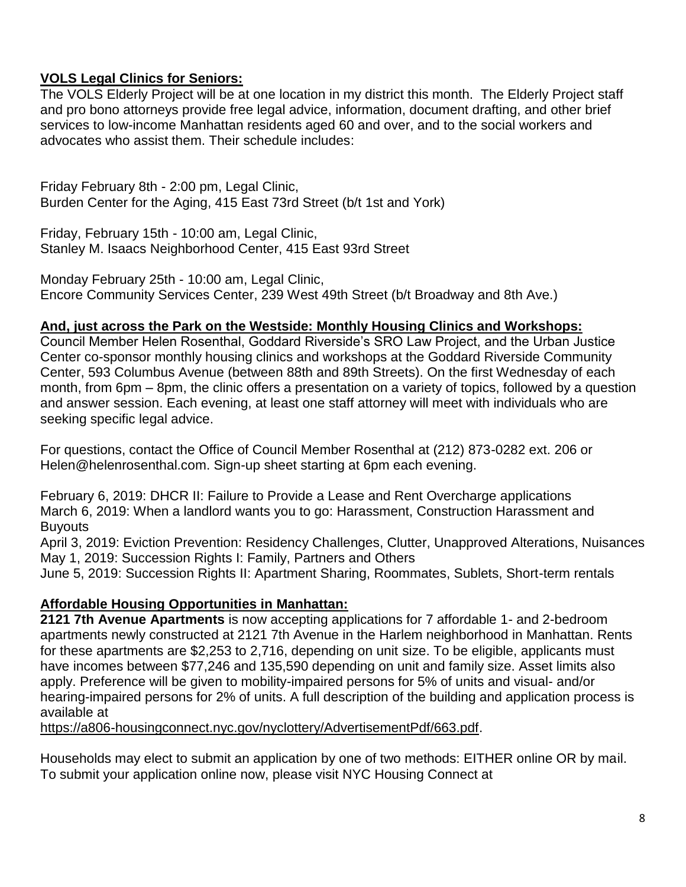**VOLS Legal Clinics for Seniors:**

The VOLS Elderly Project will be at one location in my district this month. The Elderly Project staff and pro bono attorneys provide free legal advice, information, document drafting, and other brief services to low-income Manhattan residents aged 60 and over, and to the social workers and advocates who assist them. Their schedule includes:

Friday February 8th - 2:00 pm, Legal Clinic,
Burden Center for the Aging, 415 East 73rd Street (b/t 1st and York)

Friday, February 15th - 10:00 am, Legal Clinic,
Stanley M. Isaacs Neighborhood Center, 415 East 93rd Street

Monday February 25th - 10:00 am, Legal Clinic,
Encore Community Services Center, 239 West 49th Street (b/t Broadway and 8th Ave.)

**And, just across the Park on the Westside: Monthly Housing Clinics and Workshops:**

Council Member Helen Rosenthal, Goddard Riverside's SRO Law Project, and the Urban Justice Center co-sponsor monthly housing clinics and workshops at the Goddard Riverside Community Center, 593 Columbus Avenue (between 88th and 89th Streets). On the first Wednesday of each month, from 6pm – 8pm, the clinic offers a presentation on a variety of topics, followed by a question and answer session. Each evening, at least one staff attorney will meet with individuals who are seeking specific legal advice.

For questions, contact the Office of Council Member Rosenthal at (212) 873-0282 ext. 206 or Helen@helenrosenthal.com. Sign-up sheet starting at 6pm each evening.

February 6, 2019: DHCR II: Failure to Provide a Lease and Rent Overcharge applications
March 6, 2019: When a landlord wants you to go: Harassment, Construction Harassment and Buyouts
April 3, 2019: Eviction Prevention: Residency Challenges, Clutter, Unapproved Alterations, Nuisances
May 1, 2019: Succession Rights I: Family, Partners and Others
June 5, 2019: Succession Rights II: Apartment Sharing, Roommates, Sublets, Short-term rentals

**Affordable Housing Opportunities in Manhattan:**

**2121 7th Avenue Apartments** is now accepting applications for 7 affordable 1- and 2-bedroom apartments newly constructed at 2121 7th Avenue in the Harlem neighborhood in Manhattan. Rents for these apartments are $2,253 to 2,716, depending on unit size. To be eligible, applicants must have incomes between $77,246 and 135,590 depending on unit and family size. Asset limits also apply. Preference will be given to mobility-impaired persons for 5% of units and visual- and/or hearing-impaired persons for 2% of units. A full description of the building and application process is available at
https://a806-housingconnect.nyc.gov/nyclottery/AdvertisementPdf/663.pdf.

Households may elect to submit an application by one of two methods: EITHER online OR by mail. To submit your application online now, please visit NYC Housing Connect at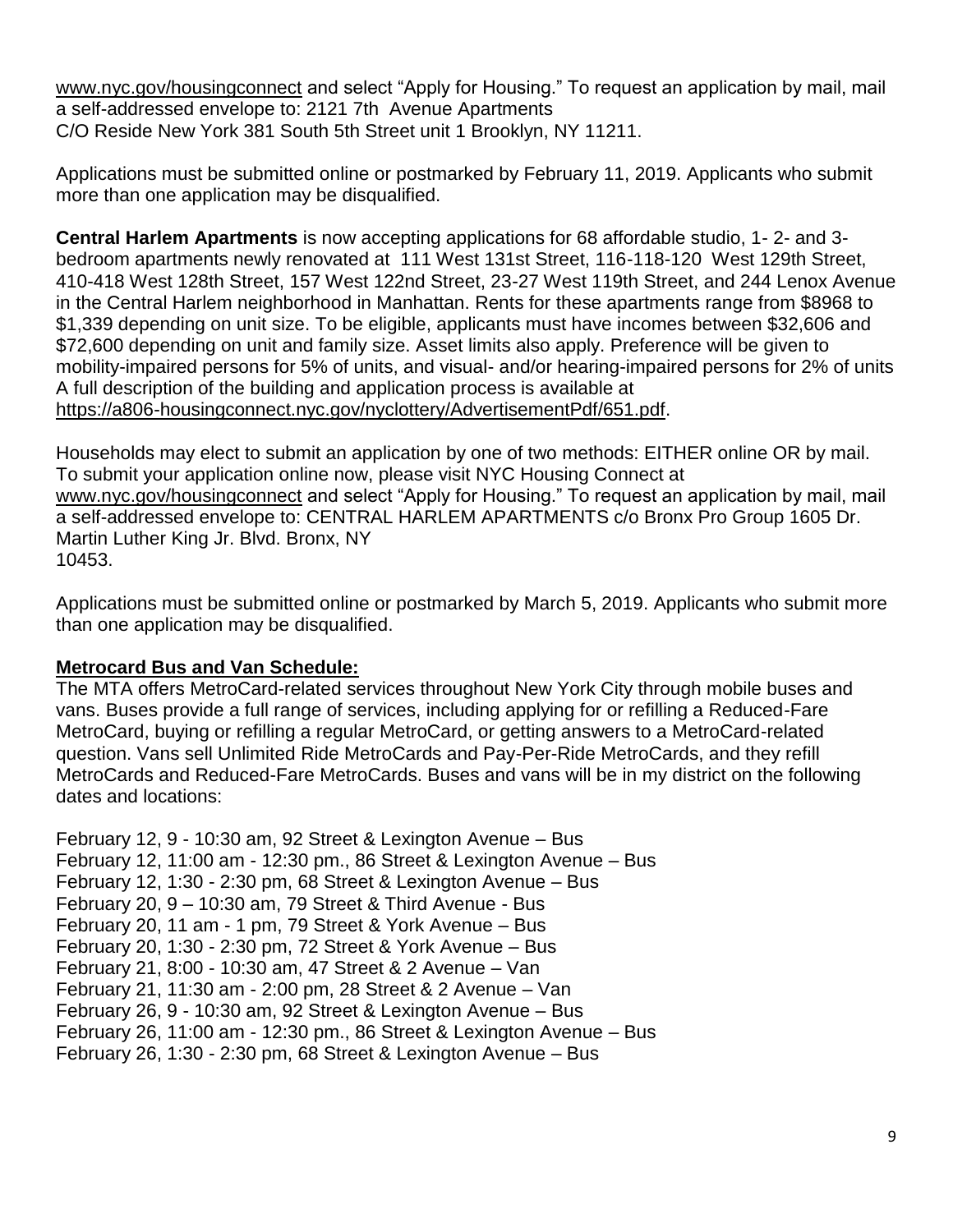www.nyc.gov/housingconnect and select "Apply for Housing." To request an application by mail, mail a self-addressed envelope to: 2121 7th  Avenue Apartments
C/O Reside New York 381 South 5th Street unit 1 Brooklyn, NY 11211.

Applications must be submitted online or postmarked by February 11, 2019. Applicants who submit more than one application may be disqualified.

**Central Harlem Apartments** is now accepting applications for 68 affordable studio, 1- 2- and 3-bedroom apartments newly renovated at  111 West 131st Street, 116-118-120  West 129th Street, 410-418 West 128th Street, 157 West 122nd Street, 23-27 West 119th Street, and 244 Lenox Avenue in the Central Harlem neighborhood in Manhattan. Rents for these apartments range from $8968 to $1,339 depending on unit size. To be eligible, applicants must have incomes between $32,606 and $72,600 depending on unit and family size. Asset limits also apply. Preference will be given to mobility-impaired persons for 5% of units, and visual- and/or hearing-impaired persons for 2% of units A full description of the building and application process is available at https://a806-housingconnect.nyc.gov/nyclottery/AdvertisementPdf/651.pdf.

Households may elect to submit an application by one of two methods: EITHER online OR by mail. To submit your application online now, please visit NYC Housing Connect at www.nyc.gov/housingconnect and select "Apply for Housing." To request an application by mail, mail a self-addressed envelope to: CENTRAL HARLEM APARTMENTS c/o Bronx Pro Group 1605 Dr. Martin Luther King Jr. Blvd. Bronx, NY
10453.

Applications must be submitted online or postmarked by March 5, 2019. Applicants who submit more than one application may be disqualified.

**Metrocard Bus and Van Schedule:**

The MTA offers MetroCard-related services throughout New York City through mobile buses and vans. Buses provide a full range of services, including applying for or refilling a Reduced-Fare MetroCard, buying or refilling a regular MetroCard, or getting answers to a MetroCard-related question. Vans sell Unlimited Ride MetroCards and Pay-Per-Ride MetroCards, and they refill MetroCards and Reduced-Fare MetroCards. Buses and vans will be in my district on the following dates and locations:

February 12, 9 - 10:30 am, 92 Street & Lexington Avenue – Bus
February 12, 11:00 am - 12:30 pm., 86 Street & Lexington Avenue – Bus
February 12, 1:30 - 2:30 pm, 68 Street & Lexington Avenue – Bus
February 20, 9 – 10:30 am, 79 Street & Third Avenue - Bus
February 20, 11 am - 1 pm, 79 Street & York Avenue – Bus
February 20, 1:30 - 2:30 pm, 72 Street & York Avenue – Bus
February 21, 8:00 - 10:30 am, 47 Street & 2 Avenue – Van
February 21, 11:30 am - 2:00 pm, 28 Street & 2 Avenue – Van
February 26, 9 - 10:30 am, 92 Street & Lexington Avenue – Bus
February 26, 11:00 am - 12:30 pm., 86 Street & Lexington Avenue – Bus
February 26, 1:30 - 2:30 pm, 68 Street & Lexington Avenue – Bus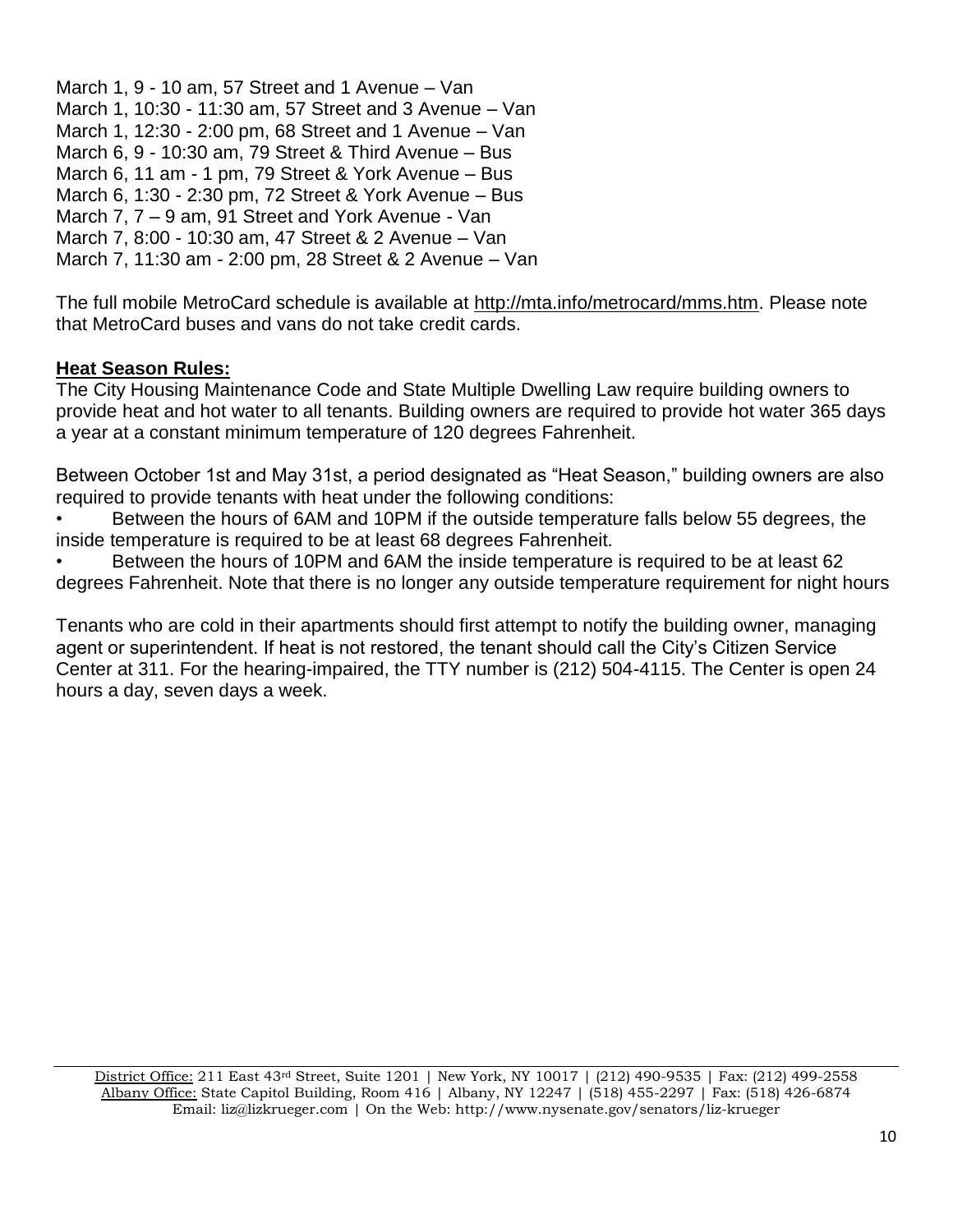March 1, 9 - 10 am, 57 Street and 1 Avenue – Van
March 1, 10:30 - 11:30 am, 57 Street and 3 Avenue – Van
March 1, 12:30 - 2:00 pm, 68 Street and 1 Avenue – Van
March 6, 9 - 10:30 am, 79 Street & Third Avenue – Bus
March 6, 11 am - 1 pm, 79 Street & York Avenue – Bus
March 6, 1:30 - 2:30 pm, 72 Street & York Avenue – Bus
March 7, 7 – 9 am, 91 Street and York Avenue - Van
March 7, 8:00 - 10:30 am, 47 Street & 2 Avenue – Van
March 7, 11:30 am - 2:00 pm, 28 Street & 2 Avenue – Van

The full mobile MetroCard schedule is available at http://mta.info/metrocard/mms.htm. Please note that MetroCard buses and vans do not take credit cards.

**Heat Season Rules:**

The City Housing Maintenance Code and State Multiple Dwelling Law require building owners to provide heat and hot water to all tenants. Building owners are required to provide hot water 365 days a year at a constant minimum temperature of 120 degrees Fahrenheit.

Between October 1st and May 31st, a period designated as "Heat Season," building owners are also required to provide tenants with heat under the following conditions:

- Between the hours of 6AM and 10PM if the outside temperature falls below 55 degrees, the inside temperature is required to be at least 68 degrees Fahrenheit.
- Between the hours of 10PM and 6AM the inside temperature is required to be at least 62 degrees Fahrenheit. Note that there is no longer any outside temperature requirement for night hours

Tenants who are cold in their apartments should first attempt to notify the building owner, managing agent or superintendent. If heat is not restored, the tenant should call the City's Citizen Service Center at 311. For the hearing-impaired, the TTY number is (212) 504-4115. The Center is open 24 hours a day, seven days a week.